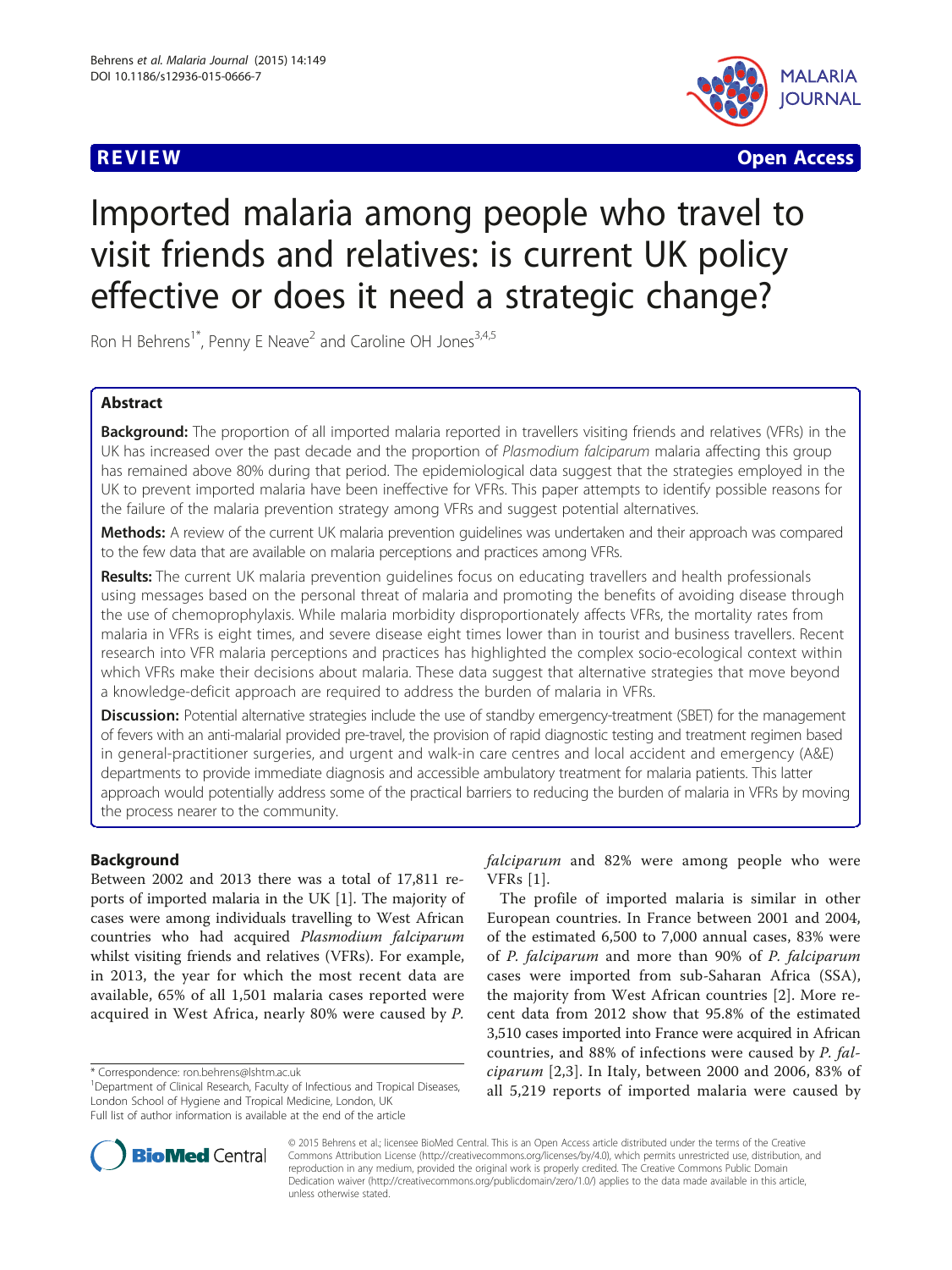REVIEW Open Access

# Imported malaria among people who travel to visit friends and relatives: is current UK policy effective or does it need a strategic change?

Ron H Behrens[1*], Penny E Neave[2] and Caroline OH Jones[3,4,5]

## Abstract

**Background:** The proportion of all imported malaria reported in travellers visiting friends and relatives (VFRs) in the UK has increased over the past decade and the proportion of *Plasmodium falciparum* malaria affecting this group has remained above 80% during that period. The epidemiological data suggest that the strategies employed in the UK to prevent imported malaria have been ineffective for VFRs. This paper attempts to identify possible reasons for the failure of the malaria prevention strategy among VFRs and suggest potential alternatives.

**Methods:** A review of the current UK malaria prevention guidelines was undertaken and their approach was compared to the few data that are available on malaria perceptions and practices among VFRs.

**Results:** The current UK malaria prevention guidelines focus on educating travellers and health professionals using messages based on the personal threat of malaria and promoting the benefits of avoiding disease through the use of chemoprophylaxis. While malaria morbidity disproportionately affects VFRs, the mortality rates from malaria in VFRs is eight times, and severe disease eight times lower than in tourist and business travellers. Recent research into VFR malaria perceptions and practices has highlighted the complex socio-ecological context within which VFRs make their decisions about malaria. These data suggest that alternative strategies that move beyond a knowledge-deficit approach are required to address the burden of malaria in VFRs.

**Discussion:** Potential alternative strategies include the use of standby emergency-treatment (SBET) for the management of fevers with an anti-malarial provided pre-travel, the provision of rapid diagnostic testing and treatment regimen based in general-practitioner surgeries, and urgent and walk-in care centres and local accident and emergency (A&E) departments to provide immediate diagnosis and accessible ambulatory treatment for malaria patients. This latter approach would potentially address some of the practical barriers to reducing the burden of malaria in VFRs by moving the process nearer to the community.

## Background

Between 2002 and 2013 there was a total of 17,811 reports of imported malaria in the UK [1]. The majority of cases were among individuals travelling to West African countries who had acquired *Plasmodium falciparum* whilst visiting friends and relatives (VFRs). For example, in 2013, the year for which the most recent data are available, 65% of all 1,501 malaria cases reported were acquired in West Africa, nearly 80% were caused by *P. falciparum* and 82% were among people who were VFRs [1].

The profile of imported malaria is similar in other European countries. In France between 2001 and 2004, of the estimated 6,500 to 7,000 annual cases, 83% were of *P. falciparum* and more than 90% of *P. falciparum* cases were imported from sub-Saharan Africa (SSA), the majority from West African countries [2]. More recent data from 2012 show that 95.8% of the estimated 3,510 cases imported into France were acquired in African countries, and 88% of infections were caused by *P. falciparum* [2,3]. In Italy, between 2000 and 2006, 83% of all 5,219 reports of imported malaria were caused by

\* Correspondence: ron.behrens@lshtm.ac.uk
[1]Department of Clinical Research, Faculty of Infectious and Tropical Diseases, London School of Hygiene and Tropical Medicine, London, UK
Full list of author information is available at the end of the article

© 2015 Behrens et al.; licensee BioMed Central. This is an Open Access article distributed under the terms of the Creative Commons Attribution License (http://creativecommons.org/licenses/by/4.0), which permits unrestricted use, distribution, and reproduction in any medium, provided the original work is properly credited. The Creative Commons Public Domain Dedication waiver (http://creativecommons.org/publicdomain/zero/1.0/) applies to the data made available in this article, unless otherwise stated.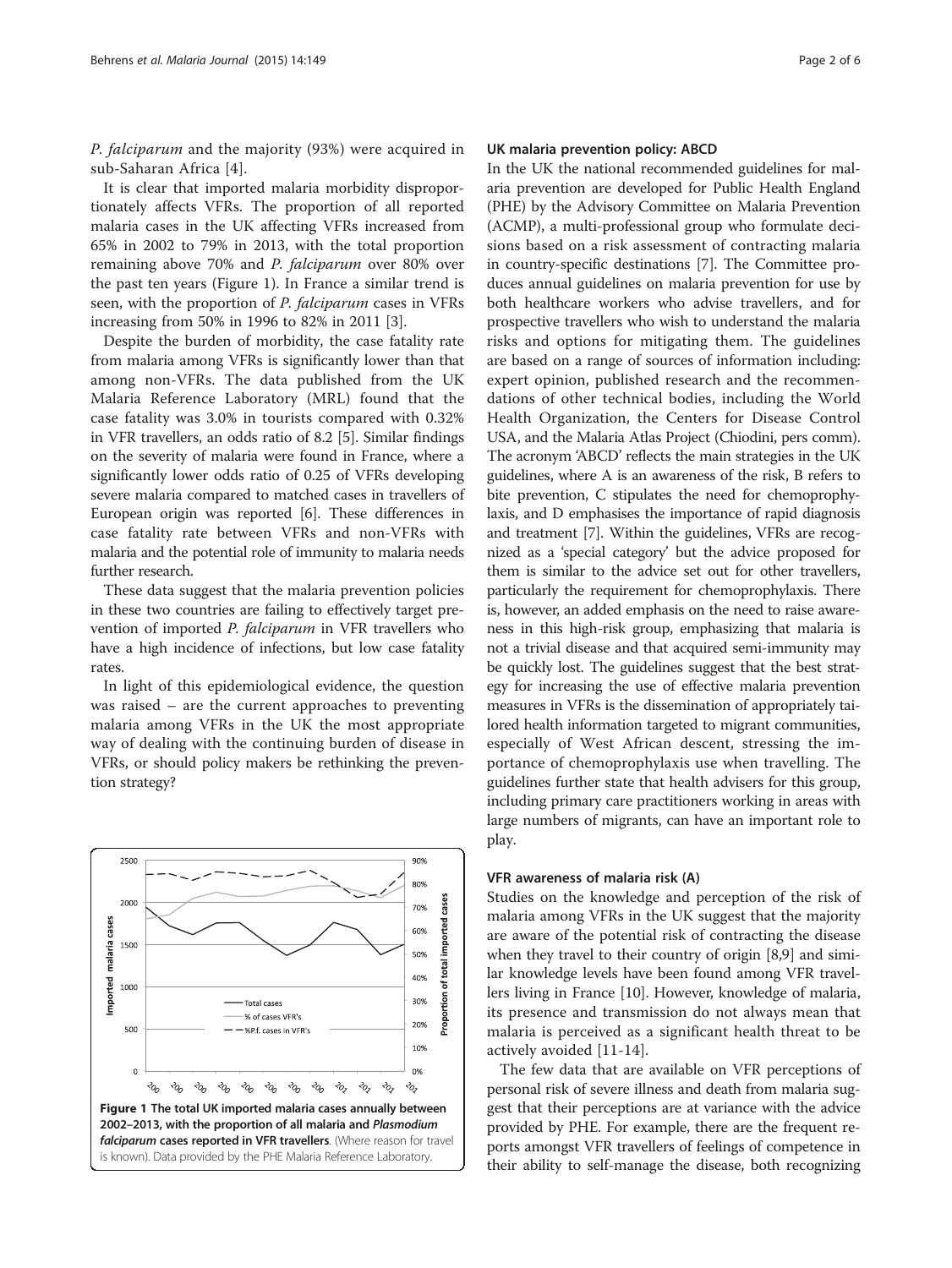*P. falciparum* and the majority (93%) were acquired in sub-Saharan Africa [4].

It is clear that imported malaria morbidity disproportionately affects VFRs. The proportion of all reported malaria cases in the UK affecting VFRs increased from 65% in 2002 to 79% in 2013, with the total proportion remaining above 70% and *P. falciparum* over 80% over the past ten years (Figure 1). In France a similar trend is seen, with the proportion of *P. falciparum* cases in VFRs increasing from 50% in 1996 to 82% in 2011 [3].

Despite the burden of morbidity, the case fatality rate from malaria among VFRs is significantly lower than that among non-VFRs. The data published from the UK Malaria Reference Laboratory (MRL) found that the case fatality was 3.0% in tourists compared with 0.32% in VFR travellers, an odds ratio of 8.2 [5]. Similar findings on the severity of malaria were found in France, where a significantly lower odds ratio of 0.25 of VFRs developing severe malaria compared to matched cases in travellers of European origin was reported [6]. These differences in case fatality rate between VFRs and non-VFRs with malaria and the potential role of immunity to malaria needs further research.

These data suggest that the malaria prevention policies in these two countries are failing to effectively target prevention of imported *P. falciparum* in VFR travellers who have a high incidence of infections, but low case fatality rates.

In light of this epidemiological evidence, the question was raised – are the current approaches to preventing malaria among VFRs in the UK the most appropriate way of dealing with the continuing burden of disease in VFRs, or should policy makers be rethinking the prevention strategy?

2500
2000
1500
1000
500
0
Imported malaria cases
90%
80%
70%
60%
50%
40%
30%
20%
10%
0%
Proportion of total imported cases
Total cases
% of cases VFR's
%P.f. cases in VFR's
200 200 200 200 200 200 200 200 201 201 201 201

**Figure 1 The total UK imported malaria cases annually between 2002–2013, with the proportion of all malaria and *Plasmodium falciparum* cases reported in VFR travellers**. (Where reason for travel is known). Data provided by the PHE Malaria Reference Laboratory.

## UK malaria prevention policy: ABCD

In the UK the national recommended guidelines for malaria prevention are developed for Public Health England (PHE) by the Advisory Committee on Malaria Prevention (ACMP), a multi-professional group who formulate decisions based on a risk assessment of contracting malaria in country-specific destinations [7]. The Committee produces annual guidelines on malaria prevention for use by both healthcare workers who advise travellers, and for prospective travellers who wish to understand the malaria risks and options for mitigating them. The guidelines are based on a range of sources of information including: expert opinion, published research and the recommendations of other technical bodies, including the World Health Organization, the Centers for Disease Control USA, and the Malaria Atlas Project (Chiodini, pers comm). The acronym 'ABCD' reflects the main strategies in the UK guidelines, where A is an awareness of the risk, B refers to bite prevention, C stipulates the need for chemoprophylaxis, and D emphasises the importance of rapid diagnosis and treatment [7]. Within the guidelines, VFRs are recognized as a 'special category' but the advice proposed for them is similar to the advice set out for other travellers, particularly the requirement for chemoprophylaxis. There is, however, an added emphasis on the need to raise awareness in this high-risk group, emphasizing that malaria is not a trivial disease and that acquired semi-immunity may be quickly lost. The guidelines suggest that the best strategy for increasing the use of effective malaria prevention measures in VFRs is the dissemination of appropriately tailored health information targeted to migrant communities, especially of West African descent, stressing the importance of chemoprophylaxis use when travelling. The guidelines further state that health advisers for this group, including primary care practitioners working in areas with large numbers of migrants, can have an important role to play.

## VFR awareness of malaria risk (A)

Studies on the knowledge and perception of the risk of malaria among VFRs in the UK suggest that the majority are aware of the potential risk of contracting the disease when they travel to their country of origin [8,9] and similar knowledge levels have been found among VFR travellers living in France [10]. However, knowledge of malaria, its presence and transmission do not always mean that malaria is perceived as a significant health threat to be actively avoided [11-14].

The few data that are available on VFR perceptions of personal risk of severe illness and death from malaria suggest that their perceptions are at variance with the advice provided by PHE. For example, there are the frequent reports amongst VFR travellers of feelings of competence in their ability to self-manage the disease, both recognizing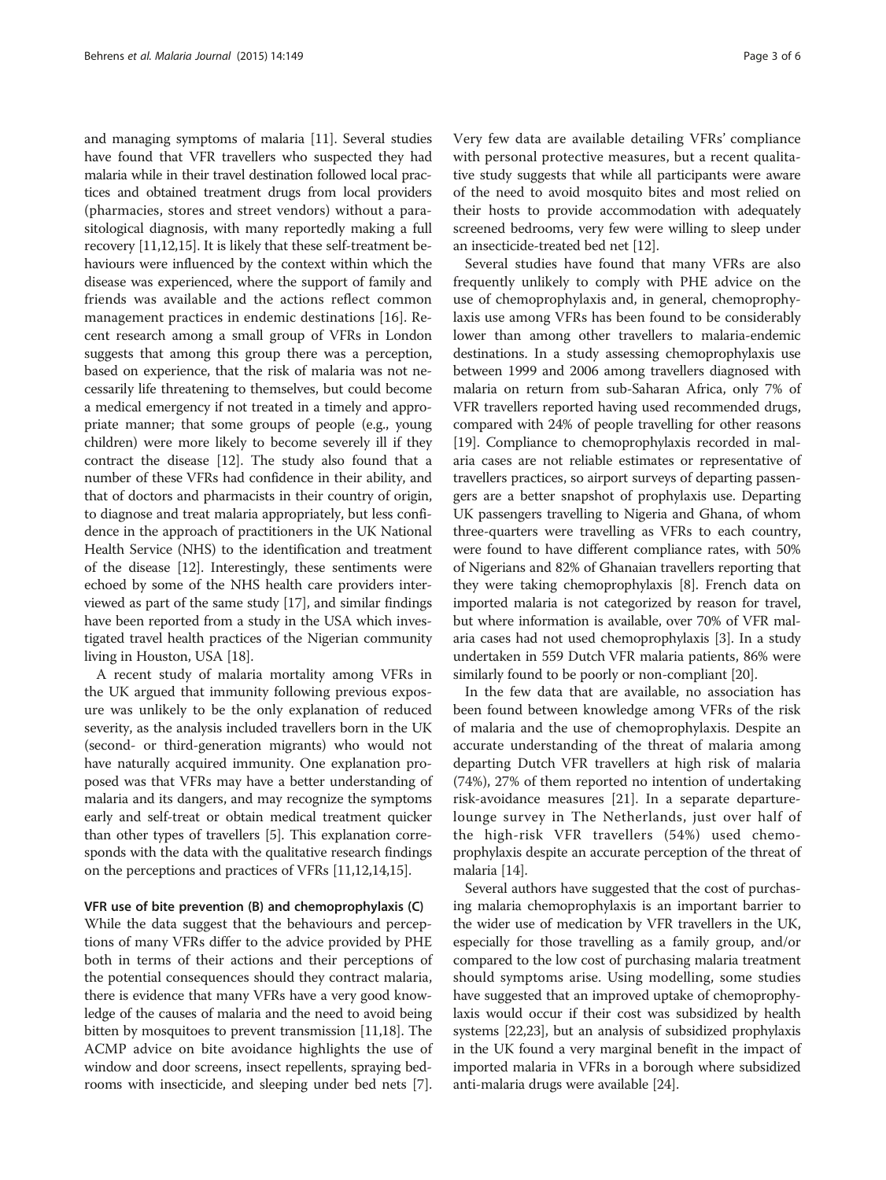and managing symptoms of malaria [11]. Several studies have found that VFR travellers who suspected they had malaria while in their travel destination followed local practices and obtained treatment drugs from local providers (pharmacies, stores and street vendors) without a parasitological diagnosis, with many reportedly making a full recovery [11,12,15]. It is likely that these self-treatment behaviours were influenced by the context within which the disease was experienced, where the support of family and friends was available and the actions reflect common management practices in endemic destinations [16]. Recent research among a small group of VFRs in London suggests that among this group there was a perception, based on experience, that the risk of malaria was not necessarily life threatening to themselves, but could become a medical emergency if not treated in a timely and appropriate manner; that some groups of people (e.g., young children) were more likely to become severely ill if they contract the disease [12]. The study also found that a number of these VFRs had confidence in their ability, and that of doctors and pharmacists in their country of origin, to diagnose and treat malaria appropriately, but less confidence in the approach of practitioners in the UK National Health Service (NHS) to the identification and treatment of the disease [12]. Interestingly, these sentiments were echoed by some of the NHS health care providers interviewed as part of the same study [17], and similar findings have been reported from a study in the USA which investigated travel health practices of the Nigerian community living in Houston, USA [18].

A recent study of malaria mortality among VFRs in the UK argued that immunity following previous exposure was unlikely to be the only explanation of reduced severity, as the analysis included travellers born in the UK (second- or third-generation migrants) who would not have naturally acquired immunity. One explanation proposed was that VFRs may have a better understanding of malaria and its dangers, and may recognize the symptoms early and self-treat or obtain medical treatment quicker than other types of travellers [5]. This explanation corresponds with the data with the qualitative research findings on the perceptions and practices of VFRs [11,12,14,15].

### VFR use of bite prevention (B) and chemoprophylaxis (C)

While the data suggest that the behaviours and perceptions of many VFRs differ to the advice provided by PHE both in terms of their actions and their perceptions of the potential consequences should they contract malaria, there is evidence that many VFRs have a very good knowledge of the causes of malaria and the need to avoid being bitten by mosquitoes to prevent transmission [11,18]. The ACMP advice on bite avoidance highlights the use of window and door screens, insect repellents, spraying bedrooms with insecticide, and sleeping under bed nets [7]. Very few data are available detailing VFRs' compliance with personal protective measures, but a recent qualitative study suggests that while all participants were aware of the need to avoid mosquito bites and most relied on their hosts to provide accommodation with adequately screened bedrooms, very few were willing to sleep under an insecticide-treated bed net [12].

Several studies have found that many VFRs are also frequently unlikely to comply with PHE advice on the use of chemoprophylaxis and, in general, chemoprophylaxis use among VFRs has been found to be considerably lower than among other travellers to malaria-endemic destinations. In a study assessing chemoprophylaxis use between 1999 and 2006 among travellers diagnosed with malaria on return from sub-Saharan Africa, only 7% of VFR travellers reported having used recommended drugs, compared with 24% of people travelling for other reasons [19]. Compliance to chemoprophylaxis recorded in malaria cases are not reliable estimates or representative of travellers practices, so airport surveys of departing passengers are a better snapshot of prophylaxis use. Departing UK passengers travelling to Nigeria and Ghana, of whom three-quarters were travelling as VFRs to each country, were found to have different compliance rates, with 50% of Nigerians and 82% of Ghanaian travellers reporting that they were taking chemoprophylaxis [8]. French data on imported malaria is not categorized by reason for travel, but where information is available, over 70% of VFR malaria cases had not used chemoprophylaxis [3]. In a study undertaken in 559 Dutch VFR malaria patients, 86% were similarly found to be poorly or non-compliant [20].

In the few data that are available, no association has been found between knowledge among VFRs of the risk of malaria and the use of chemoprophylaxis. Despite an accurate understanding of the threat of malaria among departing Dutch VFR travellers at high risk of malaria (74%), 27% of them reported no intention of undertaking risk-avoidance measures [21]. In a separate departure-lounge survey in The Netherlands, just over half of the high-risk VFR travellers (54%) used chemoprophylaxis despite an accurate perception of the threat of malaria [14].

Several authors have suggested that the cost of purchasing malaria chemoprophylaxis is an important barrier to the wider use of medication by VFR travellers in the UK, especially for those travelling as a family group, and/or compared to the low cost of purchasing malaria treatment should symptoms arise. Using modelling, some studies have suggested that an improved uptake of chemoprophylaxis would occur if their cost was subsidized by health systems [22,23], but an analysis of subsidized prophylaxis in the UK found a very marginal benefit in the impact of imported malaria in VFRs in a borough where subsidized anti-malaria drugs were available [24].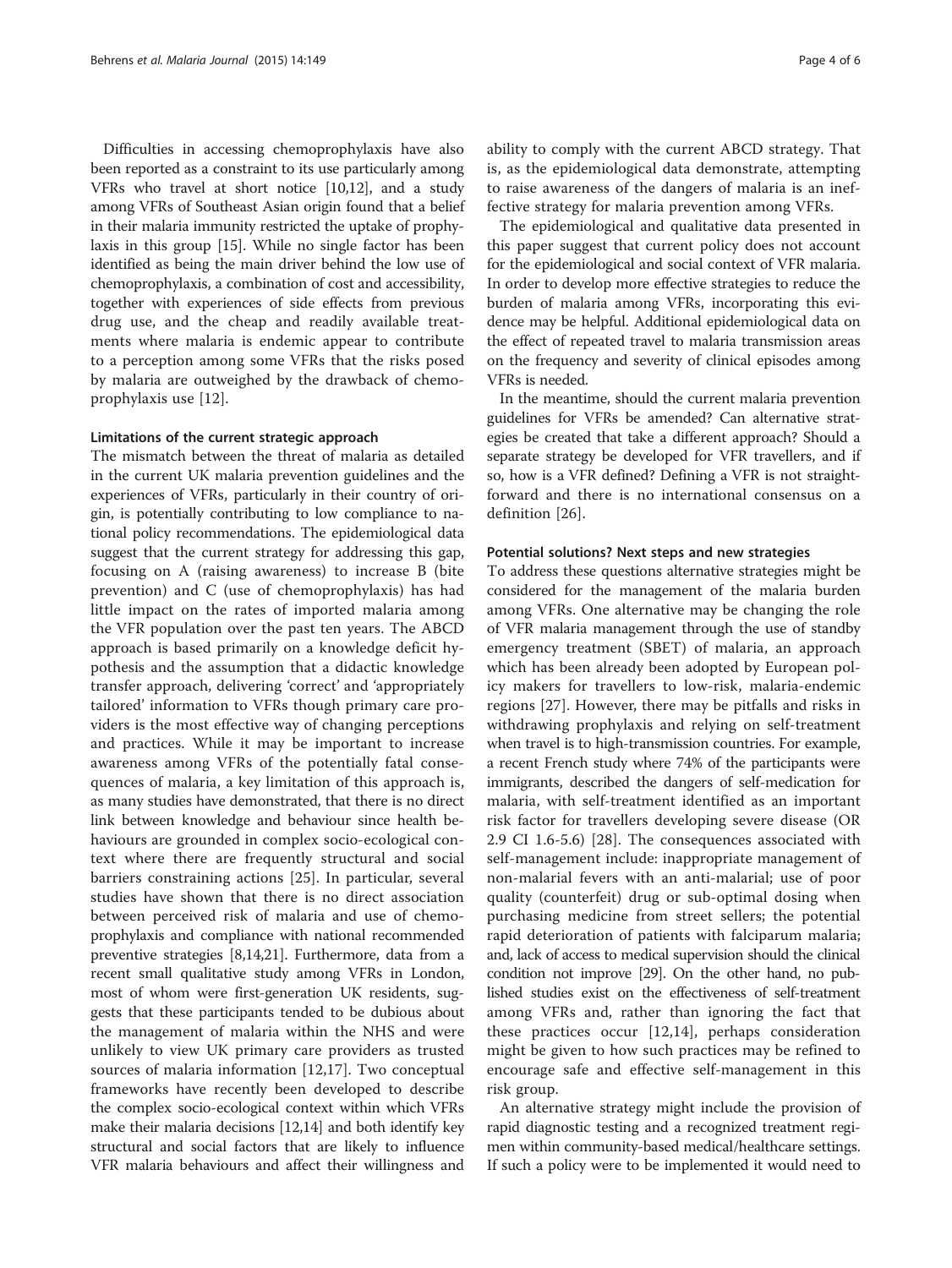Difficulties in accessing chemoprophylaxis have also been reported as a constraint to its use particularly among VFRs who travel at short notice [10,12], and a study among VFRs of Southeast Asian origin found that a belief in their malaria immunity restricted the uptake of prophylaxis in this group [15]. While no single factor has been identified as being the main driver behind the low use of chemoprophylaxis, a combination of cost and accessibility, together with experiences of side effects from previous drug use, and the cheap and readily available treatments where malaria is endemic appear to contribute to a perception among some VFRs that the risks posed by malaria are outweighed by the drawback of chemoprophylaxis use [12].

#### Limitations of the current strategic approach

The mismatch between the threat of malaria as detailed in the current UK malaria prevention guidelines and the experiences of VFRs, particularly in their country of origin, is potentially contributing to low compliance to national policy recommendations. The epidemiological data suggest that the current strategy for addressing this gap, focusing on A (raising awareness) to increase B (bite prevention) and C (use of chemoprophylaxis) has had little impact on the rates of imported malaria among the VFR population over the past ten years. The ABCD approach is based primarily on a knowledge deficit hypothesis and the assumption that a didactic knowledge transfer approach, delivering 'correct' and 'appropriately tailored' information to VFRs though primary care providers is the most effective way of changing perceptions and practices. While it may be important to increase awareness among VFRs of the potentially fatal consequences of malaria, a key limitation of this approach is, as many studies have demonstrated, that there is no direct link between knowledge and behaviour since health behaviours are grounded in complex socio-ecological context where there are frequently structural and social barriers constraining actions [25]. In particular, several studies have shown that there is no direct association between perceived risk of malaria and use of chemoprophylaxis and compliance with national recommended preventive strategies [8,14,21]. Furthermore, data from a recent small qualitative study among VFRs in London, most of whom were first-generation UK residents, suggests that these participants tended to be dubious about the management of malaria within the NHS and were unlikely to view UK primary care providers as trusted sources of malaria information [12,17]. Two conceptual frameworks have recently been developed to describe the complex socio-ecological context within which VFRs make their malaria decisions [12,14] and both identify key structural and social factors that are likely to influence VFR malaria behaviours and affect their willingness and ability to comply with the current ABCD strategy. That is, as the epidemiological data demonstrate, attempting to raise awareness of the dangers of malaria is an ineffective strategy for malaria prevention among VFRs.

The epidemiological and qualitative data presented in this paper suggest that current policy does not account for the epidemiological and social context of VFR malaria. In order to develop more effective strategies to reduce the burden of malaria among VFRs, incorporating this evidence may be helpful. Additional epidemiological data on the effect of repeated travel to malaria transmission areas on the frequency and severity of clinical episodes among VFRs is needed.

In the meantime, should the current malaria prevention guidelines for VFRs be amended? Can alternative strategies be created that take a different approach? Should a separate strategy be developed for VFR travellers, and if so, how is a VFR defined? Defining a VFR is not straightforward and there is no international consensus on a definition [26].

#### Potential solutions? Next steps and new strategies

To address these questions alternative strategies might be considered for the management of the malaria burden among VFRs. One alternative may be changing the role of VFR malaria management through the use of standby emergency treatment (SBET) of malaria, an approach which has been already been adopted by European policy makers for travellers to low-risk, malaria-endemic regions [27]. However, there may be pitfalls and risks in withdrawing prophylaxis and relying on self-treatment when travel is to high-transmission countries. For example, a recent French study where 74% of the participants were immigrants, described the dangers of self-medication for malaria, with self-treatment identified as an important risk factor for travellers developing severe disease (OR 2.9 CI 1.6-5.6) [28]. The consequences associated with self-management include: inappropriate management of non-malarial fevers with an anti-malarial; use of poor quality (counterfeit) drug or sub-optimal dosing when purchasing medicine from street sellers; the potential rapid deterioration of patients with falciparum malaria; and, lack of access to medical supervision should the clinical condition not improve [29]. On the other hand, no published studies exist on the effectiveness of self-treatment among VFRs and, rather than ignoring the fact that these practices occur [12,14], perhaps consideration might be given to how such practices may be refined to encourage safe and effective self-management in this risk group.

An alternative strategy might include the provision of rapid diagnostic testing and a recognized treatment regimen within community-based medical/healthcare settings. If such a policy were to be implemented it would need to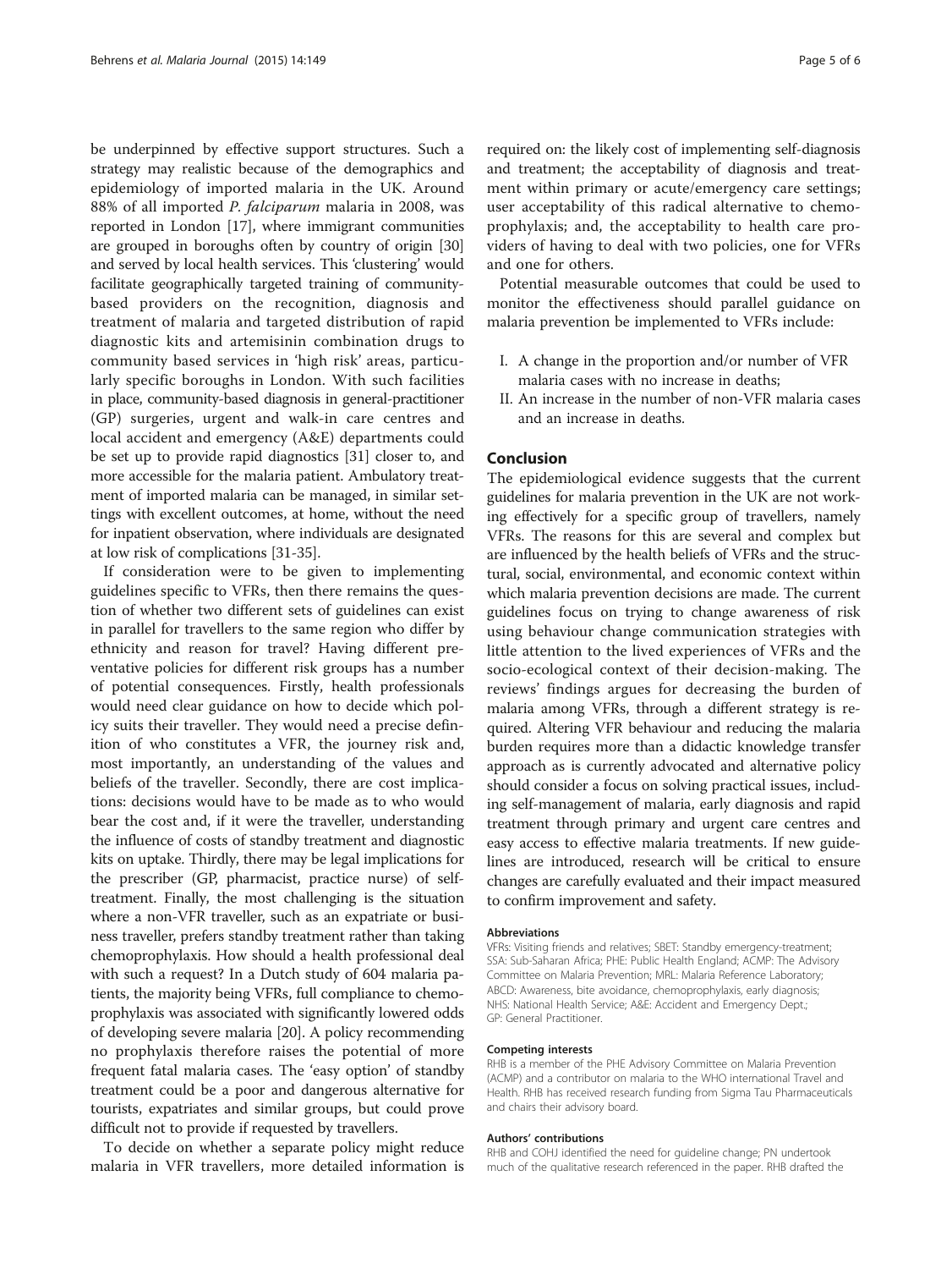be underpinned by effective support structures. Such a strategy may realistic because of the demographics and epidemiology of imported malaria in the UK. Around 88% of all imported *P. falciparum* malaria in 2008, was reported in London [17], where immigrant communities are grouped in boroughs often by country of origin [30] and served by local health services. This 'clustering' would facilitate geographically targeted training of community-based providers on the recognition, diagnosis and treatment of malaria and targeted distribution of rapid diagnostic kits and artemisinin combination drugs to community based services in 'high risk' areas, particularly specific boroughs in London. With such facilities in place, community-based diagnosis in general-practitioner (GP) surgeries, urgent and walk-in care centres and local accident and emergency (A&E) departments could be set up to provide rapid diagnostics [31] closer to, and more accessible for the malaria patient. Ambulatory treatment of imported malaria can be managed, in similar settings with excellent outcomes, at home, without the need for inpatient observation, where individuals are designated at low risk of complications [31-35].

If consideration were to be given to implementing guidelines specific to VFRs, then there remains the question of whether two different sets of guidelines can exist in parallel for travellers to the same region who differ by ethnicity and reason for travel? Having different preventative policies for different risk groups has a number of potential consequences. Firstly, health professionals would need clear guidance on how to decide which policy suits their traveller. They would need a precise definition of who constitutes a VFR, the journey risk and, most importantly, an understanding of the values and beliefs of the traveller. Secondly, there are cost implications: decisions would have to be made as to who would bear the cost and, if it were the traveller, understanding the influence of costs of standby treatment and diagnostic kits on uptake. Thirdly, there may be legal implications for the prescriber (GP, pharmacist, practice nurse) of self-treatment. Finally, the most challenging is the situation where a non-VFR traveller, such as an expatriate or business traveller, prefers standby treatment rather than taking chemoprophylaxis. How should a health professional deal with such a request? In a Dutch study of 604 malaria patients, the majority being VFRs, full compliance to chemoprophylaxis was associated with significantly lowered odds of developing severe malaria [20]. A policy recommending no prophylaxis therefore raises the potential of more frequent fatal malaria cases. The 'easy option' of standby treatment could be a poor and dangerous alternative for tourists, expatriates and similar groups, but could prove difficult not to provide if requested by travellers.

To decide on whether a separate policy might reduce malaria in VFR travellers, more detailed information is required on: the likely cost of implementing self-diagnosis and treatment; the acceptability of diagnosis and treatment within primary or acute/emergency care settings; user acceptability of this radical alternative to chemoprophylaxis; and, the acceptability to health care providers of having to deal with two policies, one for VFRs and one for others.

Potential measurable outcomes that could be used to monitor the effectiveness should parallel guidance on malaria prevention be implemented to VFRs include:

I. A change in the proportion and/or number of VFR malaria cases with no increase in deaths;
II. An increase in the number of non-VFR malaria cases and an increase in deaths.

## Conclusion

The epidemiological evidence suggests that the current guidelines for malaria prevention in the UK are not working effectively for a specific group of travellers, namely VFRs. The reasons for this are several and complex but are influenced by the health beliefs of VFRs and the structural, social, environmental, and economic context within which malaria prevention decisions are made. The current guidelines focus on trying to change awareness of risk using behaviour change communication strategies with little attention to the lived experiences of VFRs and the socio-ecological context of their decision-making. The reviews' findings argues for decreasing the burden of malaria among VFRs, through a different strategy is required. Altering VFR behaviour and reducing the malaria burden requires more than a didactic knowledge transfer approach as is currently advocated and alternative policy should consider a focus on solving practical issues, including self-management of malaria, early diagnosis and rapid treatment through primary and urgent care centres and easy access to effective malaria treatments. If new guidelines are introduced, research will be critical to ensure changes are carefully evaluated and their impact measured to confirm improvement and safety.

#### Abbreviations

VFRs: Visiting friends and relatives; SBET: Standby emergency-treatment; SSA: Sub-Saharan Africa; PHE: Public Health England; ACMP: The Advisory Committee on Malaria Prevention; MRL: Malaria Reference Laboratory; ABCD: Awareness, bite avoidance, chemoprophylaxis, early diagnosis; NHS: National Health Service; A&E: Accident and Emergency Dept.; GP: General Practitioner.

#### Competing interests

RHB is a member of the PHE Advisory Committee on Malaria Prevention (ACMP) and a contributor on malaria to the WHO international Travel and Health. RHB has received research funding from Sigma Tau Pharmaceuticals and chairs their advisory board.

#### Authors' contributions

RHB and COHJ identified the need for guideline change; PN undertook much of the qualitative research referenced in the paper. RHB drafted the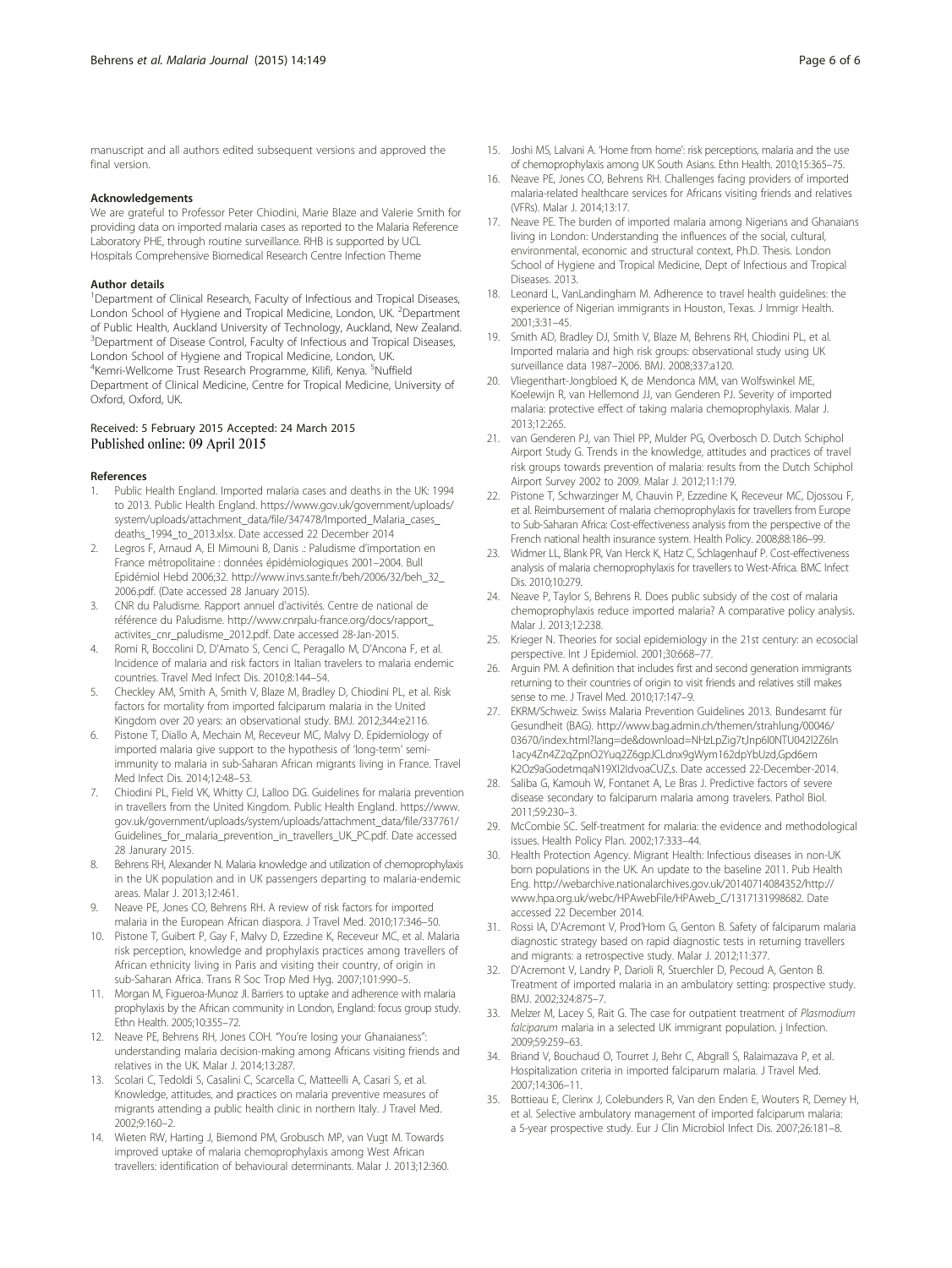manuscript and all authors edited subsequent versions and approved the final version.

#### Acknowledgements

We are grateful to Professor Peter Chiodini, Marie Blaze and Valerie Smith for providing data on imported malaria cases as reported to the Malaria Reference Laboratory PHE, through routine surveillance. RHB is supported by UCL Hospitals Comprehensive Biomedical Research Centre Infection Theme

#### Author details

[1]Department of Clinical Research, Faculty of Infectious and Tropical Diseases, London School of Hygiene and Tropical Medicine, London, UK. [2]Department of Public Health, Auckland University of Technology, Auckland, New Zealand. [3]Department of Disease Control, Faculty of Infectious and Tropical Diseases, London School of Hygiene and Tropical Medicine, London, UK. [4]Kemri-Wellcome Trust Research Programme, Kilifi, Kenya. [5]Nuffield Department of Clinical Medicine, Centre for Tropical Medicine, University of Oxford, Oxford, UK.

Received: 5 February 2015 Accepted: 24 March 2015
Published online: 09 April 2015

#### References

1. Public Health England. Imported malaria cases and deaths in the UK: 1994 to 2013. Public Health England. https://www.gov.uk/government/uploads/system/uploads/attachment_data/file/347478/Imported_Malaria_cases_deaths_1994_to_2013.xlsx. Date accessed 22 December 2014
2. Legros F, Arnaud A, El Mimouni B, Danis .: Paludisme d'importation en France métropolitaine : données épidémiologiques 2001–2004. Bull Epidémiol Hebd 2006;32. http://www.invs.sante.fr/beh/2006/32/beh_32_2006.pdf. (Date accessed 28 January 2015).
3. CNR du Paludisme. Rapport annuel d'activités. Centre de national de référence du Paludisme. http://www.cnrpalu-france.org/docs/rapport_activites_cnr_paludisme_2012.pdf. Date accessed 28-Jan-2015.
4. Romi R, Boccolini D, D'Amato S, Cenci C, Peragallo M, D'Ancona F, et al. Incidence of malaria and risk factors in Italian travelers to malaria endemic countries. Travel Med Infect Dis. 2010;8:144–54.
5. Checkley AM, Smith A, Smith V, Blaze M, Bradley D, Chiodini PL, et al. Risk factors for mortality from imported falciparum malaria in the United Kingdom over 20 years: an observational study. BMJ. 2012;344:e2116.
6. Pistone T, Diallo A, Mechain M, Receveur MC, Malvy D. Epidemiology of imported malaria give support to the hypothesis of 'long-term' semi-immunity to malaria in sub-Saharan African migrants living in France. Travel Med Infect Dis. 2014;12:48–53.
7. Chiodini PI, Field VK, Whitty CJ, Lalloo DG. Guidelines for malaria prevention in travellers from the United Kingdom. Public Health England. https://www.gov.uk/government/uploads/system/uploads/attachment_data/file/337761/Guidelines_for_malaria_prevention_in_travellers_UK_PC.pdf. Date accessed 28 Janurary 2015.
8. Behrens RH, Alexander N. Malaria knowledge and utilization of chemoprophylaxis in the UK population and in UK passengers departing to malaria-endemic areas. Malar J. 2013;12:461.
9. Neave PE, Jones CO, Behrens RH. A review of risk factors for imported malaria in the European African diaspora. J Travel Med. 2010;17:346–50.
10. Pistone T, Guibert P, Gay F, Malvy D, Ezzedine K, Receveur MC, et al. Malaria risk perception, knowledge and prophylaxis practices among travellers of African ethnicity living in Paris and visiting their country, of origin in sub-Saharan Africa. Trans R Soc Trop Med Hyg. 2007;101:990–5.
11. Morgan M, Figueroa-Munoz JI. Barriers to uptake and adherence with malaria prophylaxis by the African community in London, England: focus group study. Ethn Health. 2005;10:355–72.
12. Neave PE, Behrens RH, Jones COH. "You're losing your Ghanaianess": understanding malaria decision-making among Africans visiting friends and relatives in the UK. Malar J. 2014;13:287.
13. Scolari C, Tedoldi S, Casalini C, Scarcella C, Matteelli A, Casari S, et al. Knowledge, attitudes, and practices on malaria preventive measures of migrants attending a public health clinic in northern Italy. J Travel Med. 2002;9:160–2.
14. Wieten RW, Harting J, Biemond PM, Grobusch MP, van Vugt M. Towards improved uptake of malaria chemoprophylaxis among West African travellers: identification of behavioural determinants. Malar J. 2013;12:360.
15. Joshi MS, Lalvani A. 'Home from home': risk perceptions, malaria and the use of chemoprophylaxis among UK South Asians. Ethn Health. 2010;15:365–75.
16. Neave PE, Jones CO, Behrens RH. Challenges facing providers of imported malaria-related healthcare services for Africans visiting friends and relatives (VFRs). Malar J. 2014;13:17.
17. Neave PE. The burden of imported malaria among Nigerians and Ghanaians living in London: Understanding the influences of the social, cultural, environmental, economic and structural context, Ph.D. Thesis. London School of Hygiene and Tropical Medicine, Dept of Infectious and Tropical Diseases. 2013.
18. Leonard L, VanLandingham M. Adherence to travel health guidelines: the experience of Nigerian immigrants in Houston, Texas. J Immigr Health. 2001;3:31–45.
19. Smith AD, Bradley DJ, Smith V, Blaze M, Behrens RH, Chiodini PL, et al. Imported malaria and high risk groups: observational study using UK surveillance data 1987–2006. BMJ. 2008;337:a120.
20. Vliegenthart-Jongbloed K, de Mendonca MM, van Wolfswinkel ME, Koelewijn R, van Hellemond JJ, van Genderen PJ. Severity of imported malaria: protective effect of taking malaria chemoprophylaxis. Malar J. 2013;12:265.
21. van Genderen PJ, van Thiel PP, Mulder PG, Overbosch D. Dutch Schiphol Airport Study G. Trends in the knowledge, attitudes and practices of travel risk groups towards prevention of malaria: results from the Dutch Schiphol Airport Survey 2002 to 2009. Malar J. 2012;11:179.
22. Pistone T, Schwarzinger M, Chauvin P, Ezzedine K, Receveur MC, Djossou F, et al. Reimbursement of malaria chemoprophylaxis for travellers from Europe to Sub-Saharan Africa: Cost-effectiveness analysis from the perspective of the French national health insurance system. Health Policy. 2008;88:186–99.
23. Widmer LL, Blank PR, Van Herck K, Hatz C, Schlagenhauf P. Cost-effectiveness analysis of malaria chemoprophylaxis for travellers to West-Africa. BMC Infect Dis. 2010;10:279.
24. Neave P, Taylor S, Behrens R. Does public subsidy of the cost of malaria chemoprophylaxis reduce imported malaria? A comparative policy analysis. Malar J. 2013;12:238.
25. Krieger N. Theories for social epidemiology in the 21st century: an ecosocial perspective. Int J Epidemiol. 2001;30:668–77.
26. Arguin PM. A definition that includes first and second generation immigrants returning to their countries of origin to visit friends and relatives still makes sense to me. J Travel Med. 2010;17:147–9.
27. EKRM/Schweiz. Swiss Malaria Prevention Guidelines 2013. Bundesamt für Gesundheit (BAG). http://www.bag.admin.ch/themen/strahlung/00046/03670/index.html?lang=de&download=NHzLpZig7t,lnp6I0NTU042l2Z6ln1acy4Zn4Z2qZpnO2Yuq2Z6gpJCLdnx9gWym162dpYbUzd,Gpd6emK2Oz9aGodetmqaN19XI2IdvoaCUZ,s. Date accessed 22-December-2014.
28. Saliba G, Kamouh W, Fontanet A, Le Bras J. Predictive factors of severe disease secondary to falciparum malaria among travelers. Pathol Biol. 2011;59:230–3.
29. McCombie SC. Self-treatment for malaria: the evidence and methodological issues. Health Policy Plan. 2002;17:333–44.
30. Health Protection Agency. Migrant Health: Infectious diseases in non-UK born populations in the UK. An update to the baseline 2011. Pub Health Eng. http://webarchive.nationalarchives.gov.uk/20140714084352/http://www.hpa.org.uk/webc/HPAwebFile/HPAweb_C/1317131998682. Date accessed 22 December 2014.
31. Rossi IA, D'Acremont V, Prod'Hom G, Genton B. Safety of falciparum malaria diagnostic strategy based on rapid diagnostic tests in returning travellers and migrants: a retrospective study. Malar J. 2012;11:377.
32. D'Acremont V, Landry P, Darioli R, Stuerchler D, Pecoud A, Genton B. Treatment of imported malaria in an ambulatory setting: prospective study. BMJ. 2002;324:875–7.
33. Melzer M, Lacey S, Rait G. The case for outpatient treatment of *Plasmodium falciparum* malaria in a selected UK immigrant population. j Infection. 2009;59:259–63.
34. Briand V, Bouchaud O, Tourret J, Behr C, Abgrall S, Ralaimazava P, et al. Hospitalization criteria in imported falciparum malaria. J Travel Med. 2007;14:306–11.
35. Bottieau E, Clerinx J, Colebunders R, Van den Enden E, Wouters R, Demey H, et al. Selective ambulatory management of imported falciparum malaria: a 5-year prospective study. Eur J Clin Microbiol Infect Dis. 2007;26:181–8.